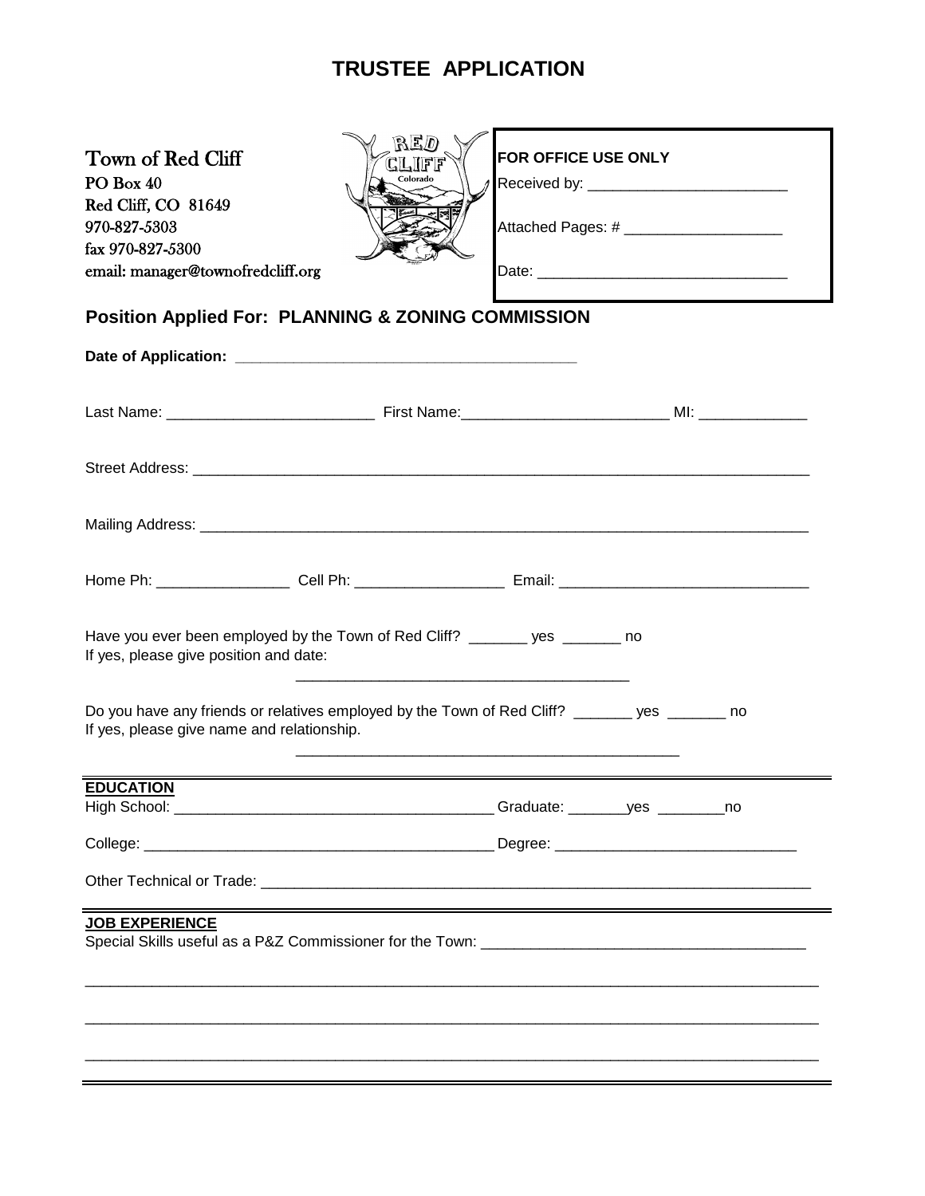# TRUSTEE APPLICATION

Town of Red Cliff
PO Box 40
Red Cliff, CO 81649
970-827-5303
fax 970-827-5300
email: manager@townofredcliff.org

**FOR OFFICE USE ONLY**

Received by: ________________________

Attached Pages: # ___________________

Date: ______________________________

## Position Applied For: PLANNING & ZONING COMMISSION

**Date of Application: ________________________________________**

Last Name: ________________________ First Name:________________________ MI: ____________

Street Address: ___________________________________________________________________________

Mailing Address: __________________________________________________________________________

Home Ph: ________________ Cell Ph: _________________ Email: _____________________________

Have you ever been employed by the Town of Red Cliff? _______ yes _______ no
If yes, please give position and date:

_______________________________________

Do you have any friends or relatives employed by the Town of Red Cliff? _______ yes _______ no
If yes, please give name and relationship.

_____________________________________________

**EDUCATION**

High School: ______________________________________ Graduate: _______yes ________no

College: __________________________________________ Degree: _____________________________

Other Technical or Trade: _____________________________________________________________________

**JOB EXPERIENCE**

Special Skills useful as a P&Z Commissioner for the Town: ______________________________________

_____________________________________________________________________________________________

_____________________________________________________________________________________________

_____________________________________________________________________________________________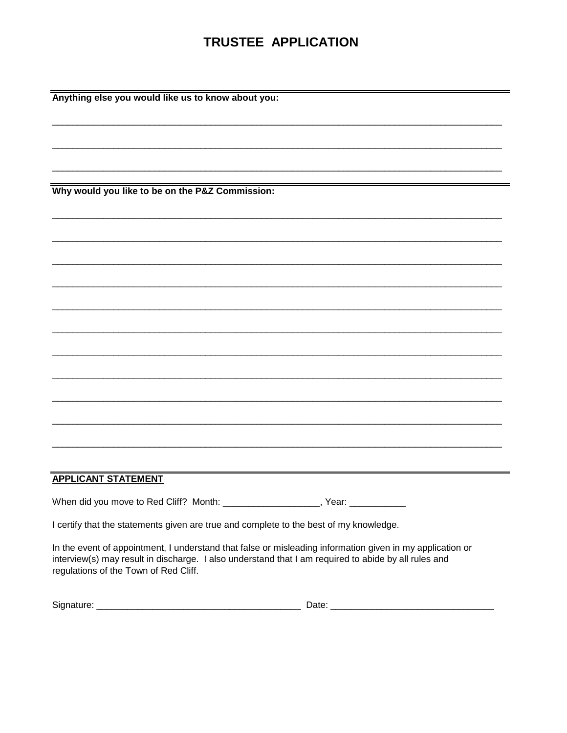# TRUSTEE APPLICATION

**Anything else you would like us to know about you:**

______________________________________________________________________________

______________________________________________________________________________

______________________________________________________________________________

**Why would you like to be on the P&Z Commission:**

______________________________________________________________________________

______________________________________________________________________________

______________________________________________________________________________

______________________________________________________________________________

______________________________________________________________________________

______________________________________________________________________________

______________________________________________________________________________

______________________________________________________________________________

______________________________________________________________________________

______________________________________________________________________________

______________________________________________________________________________

**APPLICANT STATEMENT**

When did you move to Red Cliff? Month: ___________________, Year: ___________

I certify that the statements given are true and complete to the best of my knowledge.

In the event of appointment, I understand that false or misleading information given in my application or interview(s) may result in discharge. I also understand that I am required to abide by all rules and regulations of the Town of Red Cliff.

Signature: ________________________________________ Date: ________________________________